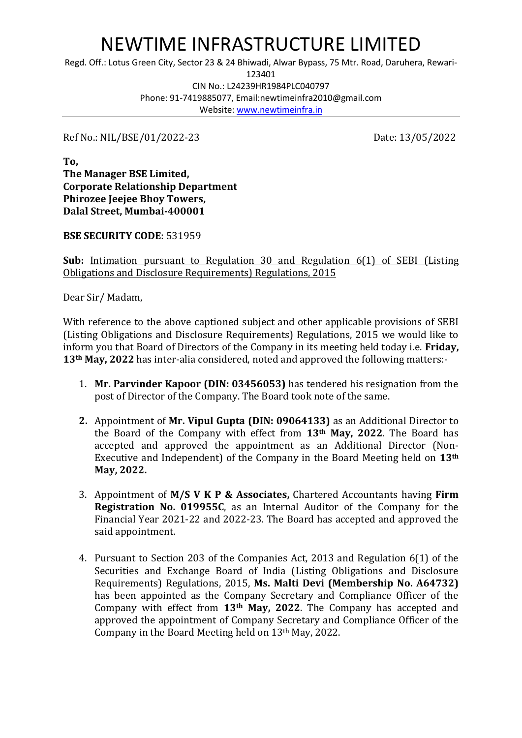# NEWTIME INFRASTRUCTURE LIMITED

Regd. Off.: Lotus Green City, Sector 23 & 24 Bhiwadi, Alwar Bypass, 75 Mtr. Road, Daruhera, Rewari-123401
CIN No.: L24239HR1984PLC040797
Phone: 91-7419885077, Email:newtimeinfra2010@gmail.com
Website: www.newtimeinfra.in

Ref No.: NIL/BSE/01/2022-23 Date: 13/05/2022

**To,**
**The Manager BSE Limited,**
**Corporate Relationship Department**
**Phirozee Jeejee Bhoy Towers,**
**Dalal Street, Mumbai-400001**

**BSE SECURITY CODE**: 531959

**Sub:** Intimation pursuant to Regulation 30 and Regulation 6(1) of SEBI (Listing Obligations and Disclosure Requirements) Regulations, 2015

Dear Sir/ Madam,

With reference to the above captioned subject and other applicable provisions of SEBI (Listing Obligations and Disclosure Requirements) Regulations, 2015 we would like to inform you that Board of Directors of the Company in its meeting held today i.e. **Friday, 13th May, 2022** has inter-alia considered, noted and approved the following matters:-

1. **Mr. Parvinder Kapoor (DIN: 03456053)** has tendered his resignation from the post of Director of the Company. The Board took note of the same.

2. Appointment of **Mr. Vipul Gupta (DIN: 09064133)** as an Additional Director to the Board of the Company with effect from **13th May, 2022**. The Board has accepted and approved the appointment as an Additional Director (Non-Executive and Independent) of the Company in the Board Meeting held on **13th May, 2022.**

3. Appointment of **M/S V K P & Associates,** Chartered Accountants having **Firm Registration No. 019955C**, as an Internal Auditor of the Company for the Financial Year 2021-22 and 2022-23. The Board has accepted and approved the said appointment.

4. Pursuant to Section 203 of the Companies Act, 2013 and Regulation 6(1) of the Securities and Exchange Board of India (Listing Obligations and Disclosure Requirements) Regulations, 2015, **Ms. Malti Devi (Membership No. A64732)** has been appointed as the Company Secretary and Compliance Officer of the Company with effect from **13th May, 2022**. The Company has accepted and approved the appointment of Company Secretary and Compliance Officer of the Company in the Board Meeting held on 13th May, 2022.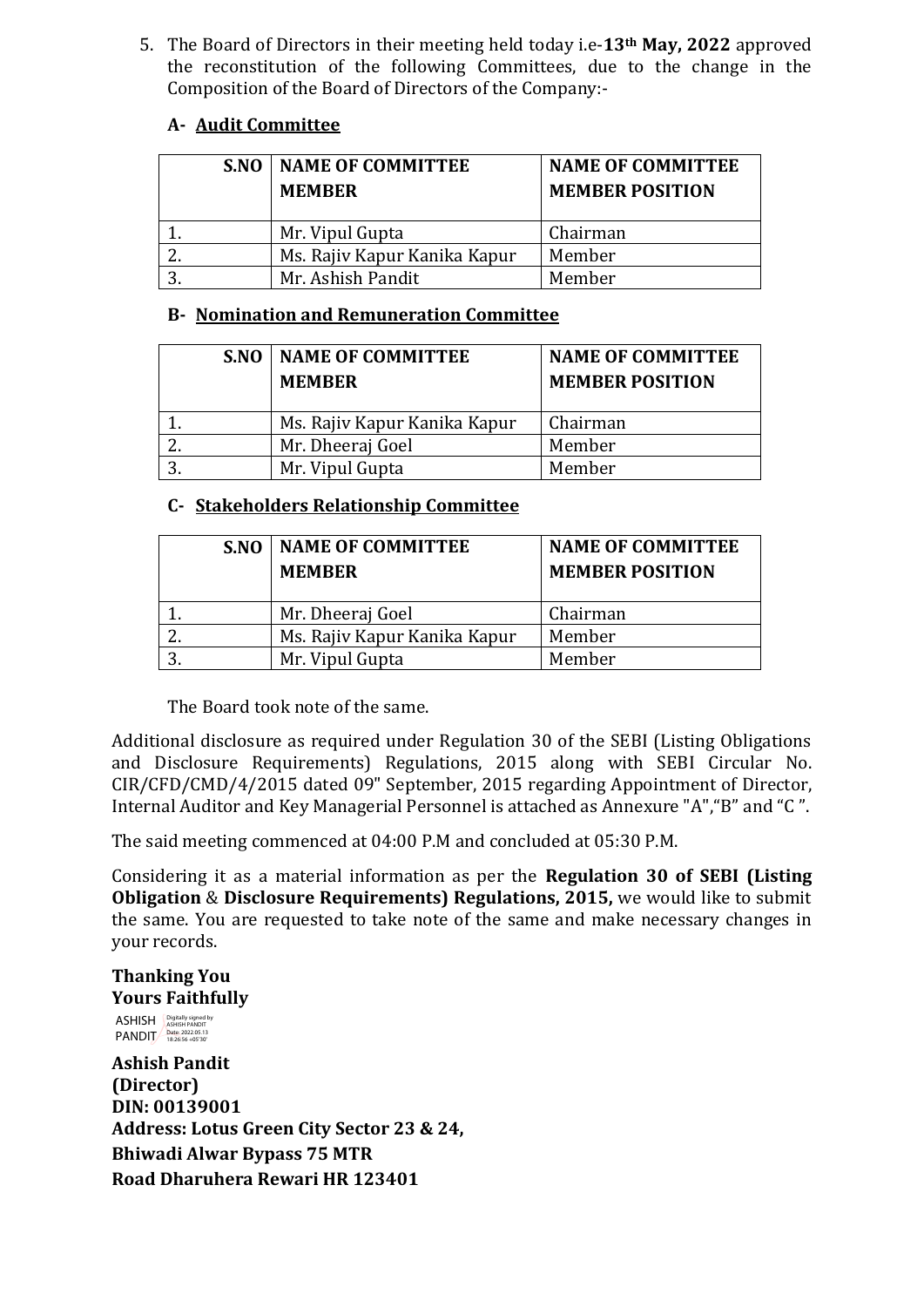5. The Board of Directors in their meeting held today i.e-**13th May, 2022** approved the reconstitution of the following Committees, due to the change in the Composition of the Board of Directors of the Company:-

**A- Audit Committee**

| S.NO | NAME OF COMMITTEE MEMBER | NAME OF COMMITTEE MEMBER POSITION |
|---|---|---|
| 1. | Mr. Vipul Gupta | Chairman |
| 2. | Ms. Rajiv Kapur Kanika Kapur | Member |
| 3. | Mr. Ashish Pandit | Member |

**B- Nomination and Remuneration Committee**

| S.NO | NAME OF COMMITTEE MEMBER | NAME OF COMMITTEE MEMBER POSITION |
|---|---|---|
| 1. | Ms. Rajiv Kapur Kanika Kapur | Chairman |
| 2. | Mr. Dheeraj Goel | Member |
| 3. | Mr. Vipul Gupta | Member |

**C- Stakeholders Relationship Committee**

| S.NO | NAME OF COMMITTEE MEMBER | NAME OF COMMITTEE MEMBER POSITION |
|---|---|---|
| 1. | Mr. Dheeraj Goel | Chairman |
| 2. | Ms. Rajiv Kapur Kanika Kapur | Member |
| 3. | Mr. Vipul Gupta | Member |

The Board took note of the same.

Additional disclosure as required under Regulation 30 of the SEBI (Listing Obligations and Disclosure Requirements) Regulations, 2015 along with SEBI Circular No. CIR/CFD/CMD/4/2015 dated 09" September, 2015 regarding Appointment of Director, Internal Auditor and Key Managerial Personnel is attached as Annexure "A","B" and "C ".

The said meeting commenced at 04:00 P.M and concluded at 05:30 P.M.

Considering it as a material information as per the **Regulation 30 of SEBI (Listing Obligation** & **Disclosure Requirements) Regulations, 2015,** we would like to submit the same. You are requested to take note of the same and make necessary changes in your records.

**Thanking You**
**Yours Faithfully**

ASHISH PANDIT Digitally signed by ASHISH PANDIT Date: 2022.05.13 18:26:56 +05'30'

**Ashish Pandit**
**(Director)**
**DIN: 00139001**
**Address: Lotus Green City Sector 23 & 24,**
**Bhiwadi Alwar Bypass 75 MTR**
**Road Dharuhera Rewari HR 123401**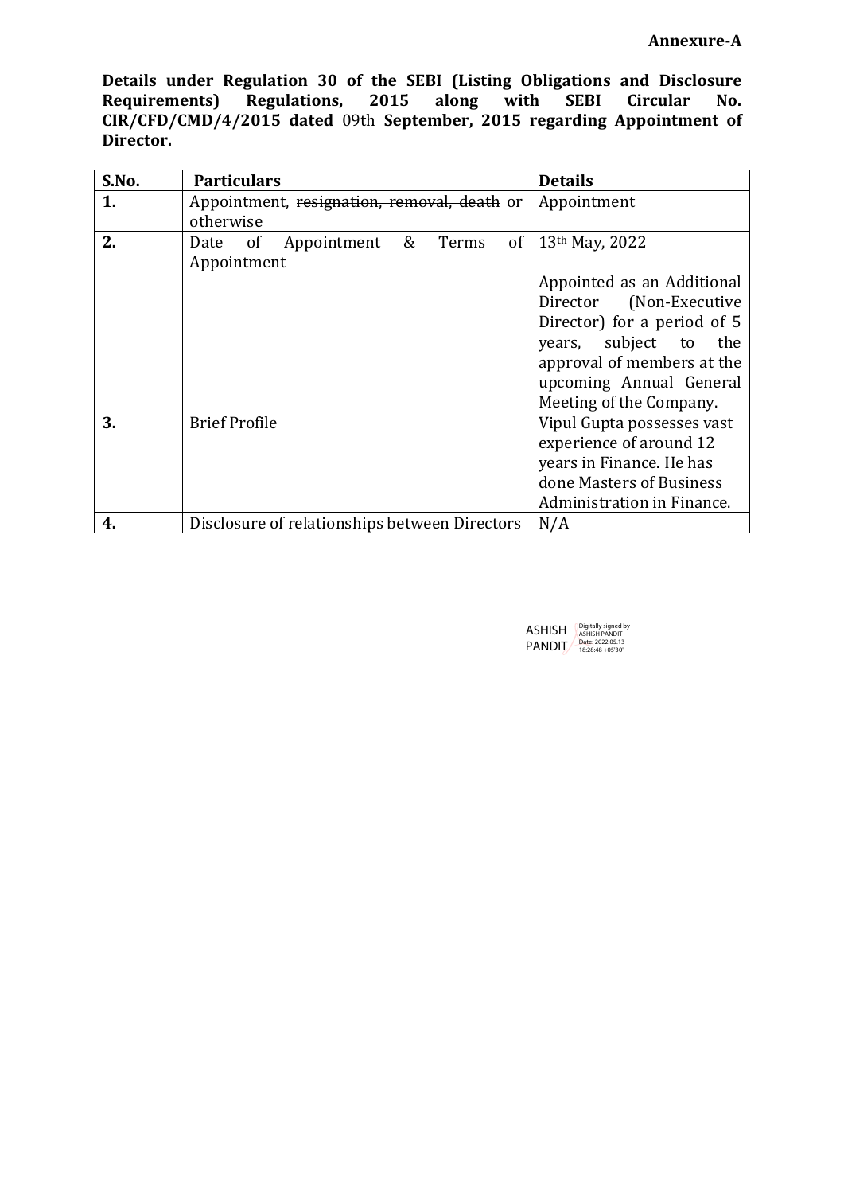**Annexure-A**

**Details under Regulation 30 of the SEBI (Listing Obligations and Disclosure Requirements) Regulations, 2015 along with SEBI Circular No. CIR/CFD/CMD/4/2015 dated** 09th **September, 2015 regarding Appointment of Director.**

| S.No. | Particulars | Details |
|---|---|---|
| 1. | Appointment, ~~resignation, removal, death~~ or otherwise | Appointment |
| 2. | Date of Appointment & Terms of Appointment | 13th May, 2022<br><br>Appointed as an Additional Director (Non-Executive Director) for a period of 5 years, subject to the approval of members at the upcoming Annual General Meeting of the Company. |
| 3. | Brief Profile | Vipul Gupta possesses vast experience of around 12 years in Finance. He has done Masters of Business Administration in Finance. |
| 4. | Disclosure of relationships between Directors | N/A |

ASHISH PANDIT
Digitally signed by ASHISH PANDIT
Date: 2022.05.13 18:28:48 +05'30'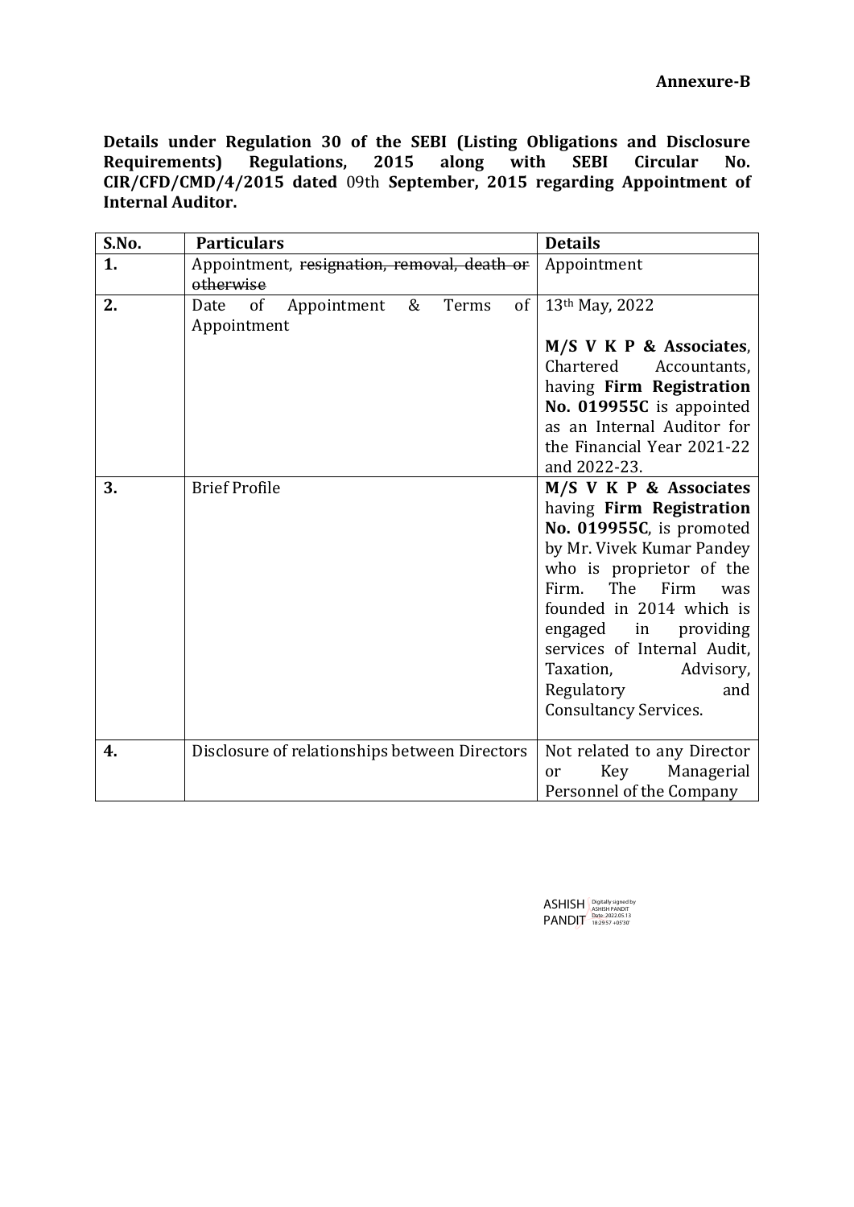**Annexure-B**

**Details under Regulation 30 of the SEBI (Listing Obligations and Disclosure Requirements) Regulations, 2015 along with SEBI Circular No. CIR/CFD/CMD/4/2015 dated** 09th **September, 2015 regarding Appointment of Internal Auditor.**

| S.No. | Particulars | Details |
|---|---|---|
| **1.** | Appointment, ~~resignation, removal, death or otherwise~~ | Appointment |
| **2.** | Date of Appointment & Terms of Appointment | 13th May, 2022<br><br>**M/S V K P & Associates**, Chartered Accountants, having **Firm Registration No. 019955C** is appointed as an Internal Auditor for the Financial Year 2021-22 and 2022-23. |
| **3.** | Brief Profile | **M/S V K P & Associates** having **Firm Registration No. 019955C**, is promoted by Mr. Vivek Kumar Pandey who is proprietor of the Firm. The Firm was founded in 2014 which is engaged in providing services of Internal Audit, Taxation, Advisory, Regulatory and Consultancy Services. |
| **4.** | Disclosure of relationships between Directors | Not related to any Director or Key Managerial Personnel of the Company |

ASHISH PANDIT Digitally signed by ASHISH PANDIT Date: 2022.05.13 18:29:57 +05'30'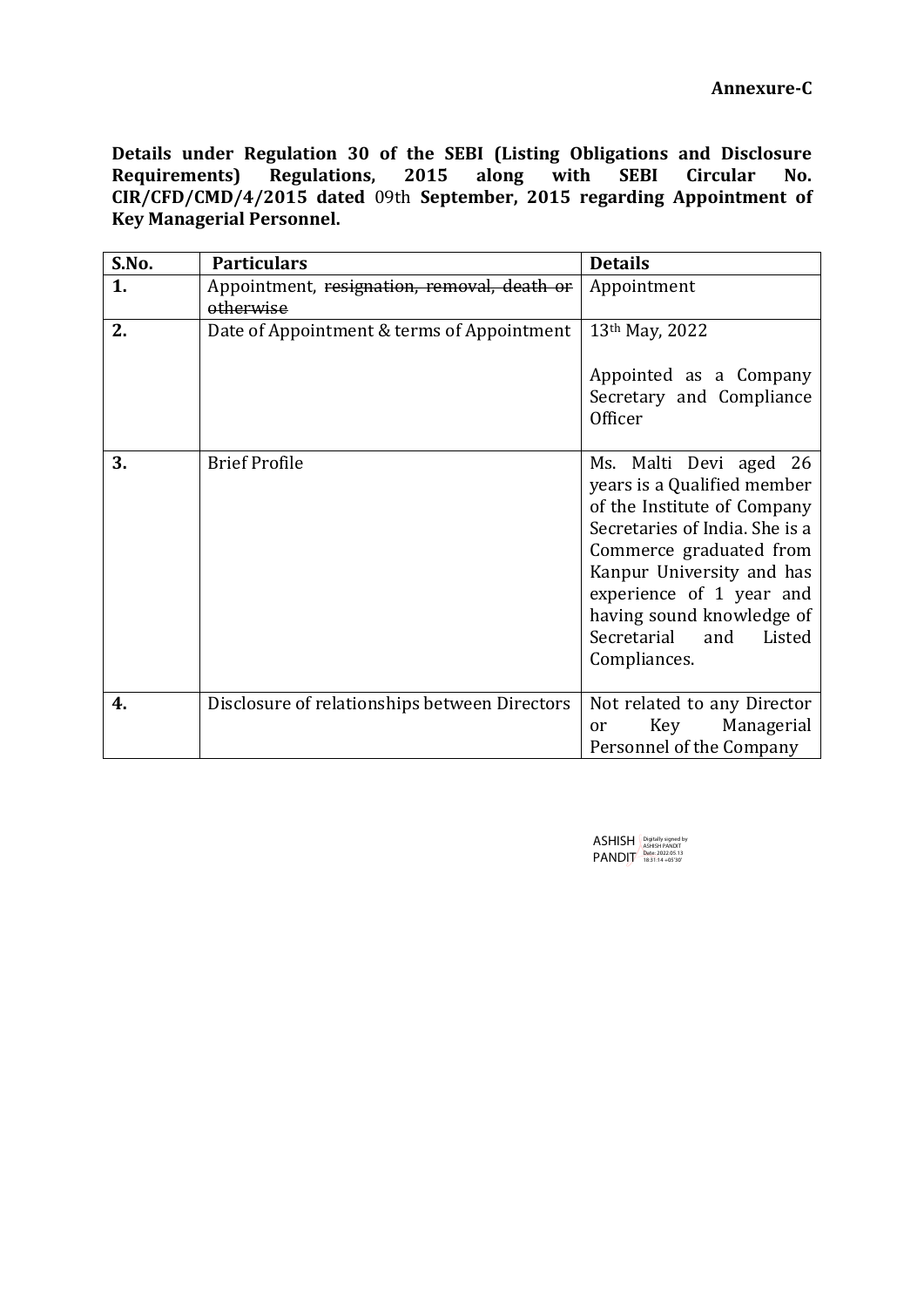**Annexure-C**

**Details under Regulation 30 of the SEBI (Listing Obligations and Disclosure Requirements) Regulations, 2015 along with SEBI Circular No. CIR/CFD/CMD/4/2015 dated** 09th **September, 2015 regarding Appointment of Key Managerial Personnel.**

| S.No. | Particulars | Details |
|---|---|---|
| **1.** | Appointment, ~~resignation, removal, death or otherwise~~ | Appointment |
| **2.** | Date of Appointment & terms of Appointment | 13th May, 2022<br><br>Appointed as a Company Secretary and Compliance Officer |
| **3.** | Brief Profile | Ms. Malti Devi aged 26 years is a Qualified member of the Institute of Company Secretaries of India. She is a Commerce graduated from Kanpur University and has experience of 1 year and having sound knowledge of Secretarial and Listed Compliances. |
| **4.** | Disclosure of relationships between Directors | Not related to any Director or Key Managerial Personnel of the Company |

ASHISH PANDIT Digitally signed by ASHISH PANDIT Date: 2022.05.13 18:31:14 +05'30'